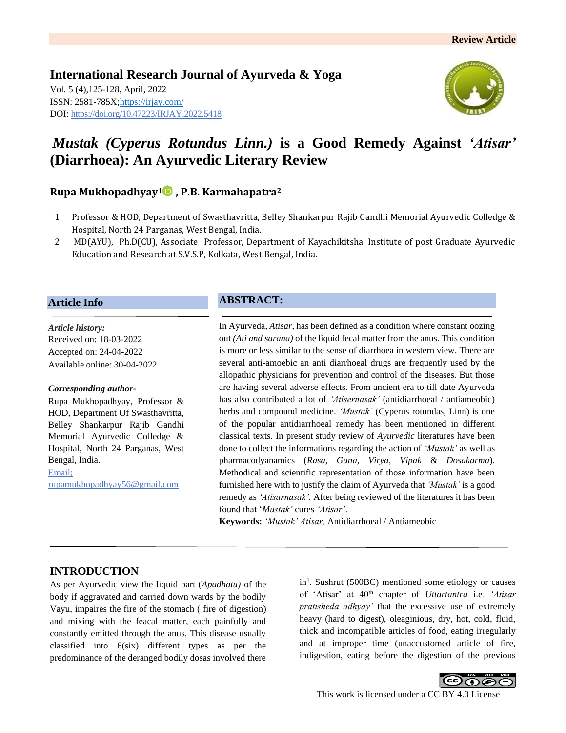Review Article

**International Research Journal of Ayurveda & Yoga**

Vol. 5 (4),125-128, April, 2022
ISSN: 2581-785X;https://irjay.com/
DOI: https://doi.org/10.47223/IRJAY.2022.5418

# *Mustak (Cyperus Rotundus Linn.)* is a Good Remedy Against *'Atisar'* (Diarrhoea): An Ayurvedic Literary Review

**Rupa Mukhopadhyay[1], P.B. Karmahapatra[2]**

1. Professor & HOD, Department of Swasthavritta, Belley Shankarpur Rajib Gandhi Memorial Ayurvedic Colledge & Hospital, North 24 Parganas, West Bengal, India.
2. MD(AYU), Ph.D(CU), Associate Professor, Department of Kayachikitsha. Institute of post Graduate Ayurvedic Education and Research at S.V.S.P, Kolkata, West Bengal, India.

## Article Info

*Article history:*
Received on: 18-03-2022
Accepted on: 24-04-2022
Available online: 30-04-2022

*Corresponding author-*
Rupa Mukhopadhyay, Professor & HOD, Department Of Swasthavritta, Belley Shankarpur Rajib Gandhi Memorial Ayurvedic Colledge & Hospital, North 24 Parganas, West Bengal, India.
Email; rupamukhopadhyay56@gmail.com

## ABSTRACT:

In Ayurveda, *Atisar*, has been defined as a condition where constant oozing out *(Ati and sarana)* of the liquid fecal matter from the anus. This condition is more or less similar to the sense of diarrhoea in western view. There are several anti-amoebic an anti diarrhoeal drugs are frequently used by the allopathic physicians for prevention and control of the diseases. But those are having several adverse effects. From ancient era to till date Ayurveda has also contributed a lot of *'Atisernasak'* (antidiarrhoeal / antiameobic) herbs and compound medicine. *'Mustak'* (Cyperus rotundas, Linn) is one of the popular antidiarrhoeal remedy has been mentioned in different classical texts. In present study review of *Ayurvedic* literatures have been done to collect the informations regarding the action of *'Mustak'* as well as pharmacodyanamics (*Rasa*, *Guna*, *Virya*, *Vipak* & *Dosakarma*). Methodical and scientific representation of those information have been furnished here with to justify the claim of Ayurveda that *'Mustak'* is a good remedy as *'Atisarnasak'.* After being reviewed of the literatures it has been found that '*Mustak'* cures *'Atisar'*.

**Keywords:** *'Mustak' Atisar,* Antidiarrhoeal / Antiameobic

## INTRODUCTION

As per Ayurvedic view the liquid part (*Apadhatu)* of the body if aggravated and carried down wards by the bodily Vayu, impaires the fire of the stomach ( fire of digestion) and mixing with the feacal matter, each painfully and constantly emitted through the anus. This disease usually classified into 6(six) different types as per the predominance of the deranged bodily dosas involved there in[1]. Sushrut (500BC) mentioned some etiology or causes of 'Atisar' at 40th chapter of *Uttartantra* i.e*. 'Atisar pratisheda adhyay'* that the excessive use of extremely heavy (hard to digest), oleaginious, dry, hot, cold, fluid, thick and incompatible articles of food, eating irregularly and at improper time (unaccustomed article of fire, indigestion, eating before the digestion of the previous

This work is licensed under a CC BY 4.0 License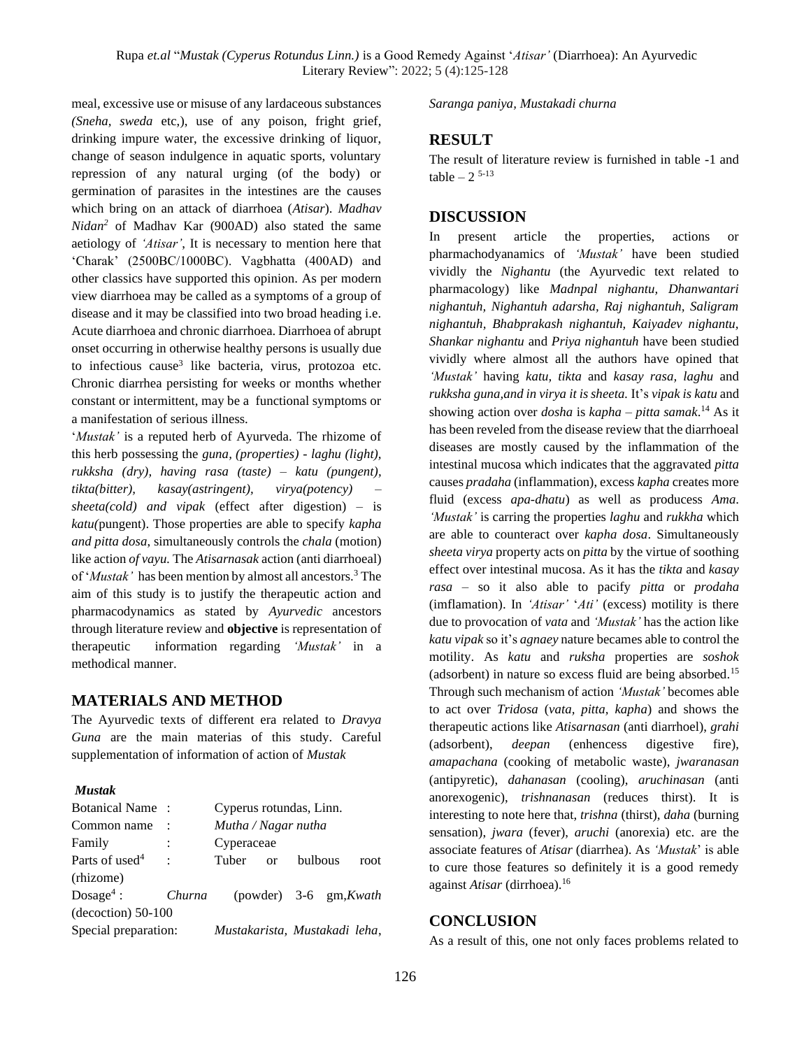meal, excessive use or misuse of any lardaceous substances *(Sneha, sweda* etc,), use of any poison, fright grief, drinking impure water, the excessive drinking of liquor, change of season indulgence in aquatic sports, voluntary repression of any natural urging (of the body) or germination of parasites in the intestines are the causes which bring on an attack of diarrhoea (*Atisar*). *Madhav Nidan*[2] of Madhav Kar (900AD) also stated the same aetiology of *'Atisar'*, It is necessary to mention here that 'Charak' (2500BC/1000BC). Vagbhatta (400AD) and other classics have supported this opinion. As per modern view diarrhoea may be called as a symptoms of a group of disease and it may be classified into two broad heading i.e. Acute diarrhoea and chronic diarrhoea. Diarrhoea of abrupt onset occurring in otherwise healthy persons is usually due to infectious cause[3] like bacteria, virus, protozoa etc. Chronic diarrhea persisting for weeks or months whether constant or intermittent, may be a functional symptoms or a manifestation of serious illness.

'*Mustak'* is a reputed herb of Ayurveda. The rhizome of this herb possessing the *guna, (properties) - laghu (light), rukksha (dry), having rasa (taste) – katu (pungent), tikta(bitter), kasay(astringent), virya(potency) – sheeta(cold) and vipak* (effect after digestion) – is *katu(*pungent). Those properties are able to specify *kapha and pitta dosa*, simultaneously controls the *chala* (motion) like action *of vayu.* The *Atisarnasak* action (anti diarrhoeal) of '*Mustak'* has been mention by almost all ancestors.[3] The aim of this study is to justify the therapeutic action and pharmacodynamics as stated by *Ayurvedic* ancestors through literature review and **objective** is representation of therapeutic information regarding *'Mustak'* in a methodical manner.

## MATERIALS AND METHOD

The Ayurvedic texts of different era related to *Dravya Guna* are the main materias of this study. Careful supplementation of information of action of *Mustak*

***Mustak***

Botanical Name : Cyperus rotundas, Linn.
Common name : *Mutha / Nagar nutha*
Family : Cyperaceae
Parts of used[4] : Tuber or bulbous root (rhizome)
Dosage[4] : *Churna* (powder) 3-6 gm,*Kwath* (decoction) 50-100
Special preparation: *Mustakarista, Mustakadi leha, Saranga paniya, Mustakadi churna*

## RESULT

The result of literature review is furnished in table -1 and table – 2 [5-13]

## DISCUSSION

In present article the properties, actions or pharmachodyanamics of *'Mustak'* have been studied vividly the *Nighantu* (the Ayurvedic text related to pharmacology) like *Madnpal nighantu, Dhanwantari nighantuh, Nighantuh adarsha, Raj nighantuh, Saligram nighantuh, Bhabprakash nighantuh, Kaiyadev nighantu, Shankar nighantu* and *Priya nighantuh* have been studied vividly where almost all the authors have opined that *'Mustak'* having *katu, tikta* and *kasay rasa, laghu* and *rukksha guna,and in virya it is sheeta.* It's *vipak is katu* and showing action over *dosha* is *kapha – pitta samak.*[14] As it has been reveled from the disease review that the diarrhoeal diseases are mostly caused by the inflammation of the intestinal mucosa which indicates that the aggravated *pitta* causes *pradaha* (inflammation), excess *kapha* creates more fluid (excess *apa-dhatu*) as well as producess *Ama. 'Mustak'* is carring the properties *laghu* and *rukkha* which are able to counteract over *kapha dosa*. Simultaneously *sheeta virya* property acts on *pitta* by the virtue of soothing effect over intestinal mucosa. As it has the *tikta* and *kasay rasa* – so it also able to pacify *pitta* or *prodaha* (imflamation). In *'Atisar'* '*Ati'* (excess) motility is there due to provocation of *vata* and *'Mustak'* has the action like *katu vipak* so it's *agnaey* nature becames able to control the motility. As *katu* and *ruksha* properties are *soshok* (adsorbent) in nature so excess fluid are being absorbed.[15] Through such mechanism of action *'Mustak'* becomes able to act over *Tridosa* (*vata, pitta, kapha*) and shows the therapeutic actions like *Atisarnasan* (anti diarrhoel), *grahi* (adsorbent), *deepan* (enhencess digestive fire), *amapachana* (cooking of metabolic waste), *jwaranasan* (antipyretic), *dahanasan* (cooling), *aruchinasan* (anti anorexogenic), *trishnanasan* (reduces thirst). It is interesting to note here that, *trishna* (thirst), *daha* (burning sensation), *jwara* (fever), *aruchi* (anorexia) etc. are the associate features of *Atisar* (diarrhea). As *'Mustak*' is able to cure those features so definitely it is a good remedy against *Atisar* (dirrhoea).[16]

## CONCLUSION

As a result of this, one not only faces problems related to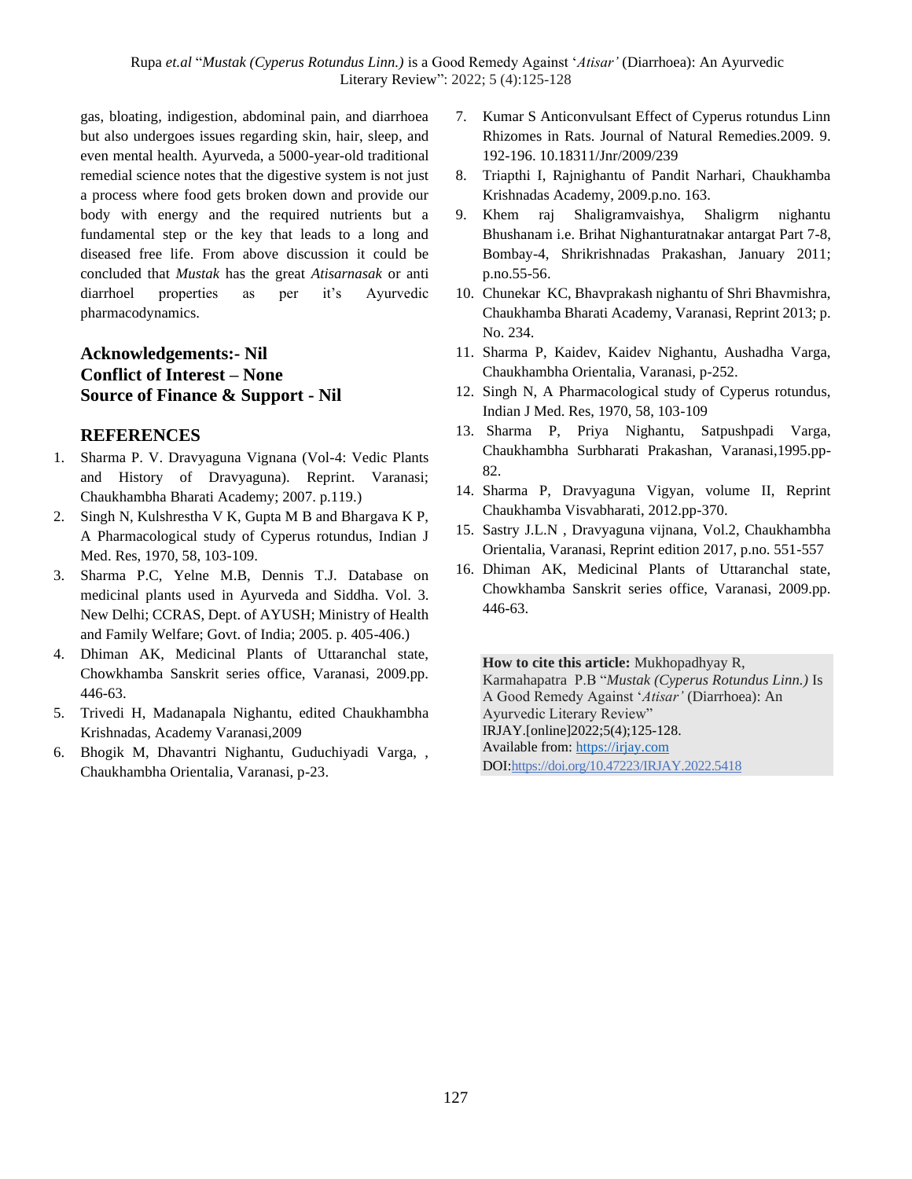gas, bloating, indigestion, abdominal pain, and diarrhoea but also undergoes issues regarding skin, hair, sleep, and even mental health. Ayurveda, a 5000-year-old traditional remedial science notes that the digestive system is not just a process where food gets broken down and provide our body with energy and the required nutrients but a fundamental step or the key that leads to a long and diseased free life. From above discussion it could be concluded that *Mustak* has the great *Atisarnasak* or anti diarrhoel properties as per it's Ayurvedic pharmacodynamics.

**Acknowledgements:- Nil**
**Conflict of Interest – None**
**Source of Finance & Support - Nil**

## REFERENCES

1. Sharma P. V. Dravyaguna Vignana (Vol-4: Vedic Plants and History of Dravyaguna). Reprint. Varanasi; Chaukhambha Bharati Academy; 2007. p.119.)
2. Singh N, Kulshrestha V K, Gupta M B and Bhargava K P, A Pharmacological study of Cyperus rotundus, Indian J Med. Res, 1970, 58, 103-109.
3. Sharma P.C, Yelne M.B, Dennis T.J. Database on medicinal plants used in Ayurveda and Siddha. Vol. 3. New Delhi; CCRAS, Dept. of AYUSH; Ministry of Health and Family Welfare; Govt. of India; 2005. p. 405-406.)
4. Dhiman AK, Medicinal Plants of Uttaranchal state, Chowkhamba Sanskrit series office, Varanasi, 2009.pp. 446-63.
5. Trivedi H, Madanapala Nighantu, edited Chaukhambha Krishnadas, Academy Varanasi,2009
6. Bhogik M, Dhavantri Nighantu, Guduchiyadi Varga, , Chaukhambha Orientalia, Varanasi, p-23.
7. Kumar S Anticonvulsant Effect of Cyperus rotundus Linn Rhizomes in Rats. Journal of Natural Remedies.2009. 9. 192-196. 10.18311/Jnr/2009/239
8. Triapthi I, Rajnighantu of Pandit Narhari, Chaukhamba Krishnadas Academy, 2009.p.no. 163.
9. Khem raj Shaligramvaishya, Shaligrm nighantu Bhushanam i.e. Brihat Nighanturatnakar antargat Part 7-8, Bombay-4, Shrikrishnadas Prakashan, January 2011; p.no.55-56.
10. Chunekar KC, Bhavprakash nighantu of Shri Bhavmishra, Chaukhamba Bharati Academy, Varanasi, Reprint 2013; p. No. 234.
11. Sharma P, Kaidev, Kaidev Nighantu, Aushadha Varga, Chaukhambha Orientalia, Varanasi, p-252.
12. Singh N, A Pharmacological study of Cyperus rotundus, Indian J Med. Res, 1970, 58, 103-109
13. Sharma P, Priya Nighantu, Satpushpadi Varga, Chaukhambha Surbharati Prakashan, Varanasi,1995.pp-82.
14. Sharma P, Dravyaguna Vigyan, volume II, Reprint Chaukhamba Visvabharati, 2012.pp-370.
15. Sastry J.L.N , Dravyaguna vijnana, Vol.2, Chaukhambha Orientalia, Varanasi, Reprint edition 2017, p.no. 551-557
16. Dhiman AK, Medicinal Plants of Uttaranchal state, Chowkhamba Sanskrit series office, Varanasi, 2009.pp. 446-63.

**How to cite this article:** Mukhopadhyay R, Karmahapatra P.B "*Mustak (Cyperus Rotundus Linn.)* Is A Good Remedy Against '*Atisar'* (Diarrhoea): An Ayurvedic Literary Review" IRJAY.[online]2022;5(4);125-128.
Available from: https://irjay.com
DOI:https://doi.org/10.47223/IRJAY.2022.5418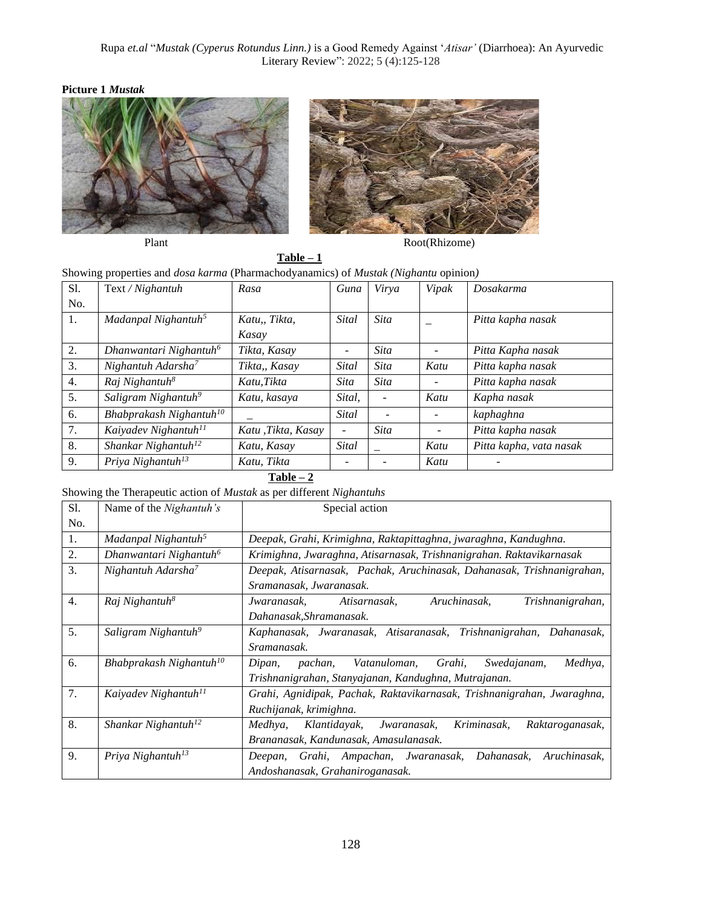**Picture 1** ***Mustak***

Plant

Root(Rhizome)

**Table – 1**

Showing properties and *dosa karma* (Pharmachodyanamics) of *Mustak (Nighantu* opinion*)*

| Sl. No. | Text / *Nighantuh* | *Rasa* | *Guna* | *Virya* | *Vipak* | *Dosakarma* |
|---|---|---|---|---|---|---|
| 1. | *Madanpal Nighantuh*[5] | *Katu,, Tikta, Kasay* | *Sital* | *Sita* | _ | *Pitta kapha nasak* |
| 2. | *Dhanwantari Nighantuh*[6] | *Tikta, Kasay* | - | *Sita* | - | *Pitta Kapha nasak* |
| 3. | *Nighantuh Adarsha*[7] | *Tikta,, Kasay* | *Sital* | *Sita* | *Katu* | *Pitta kapha nasak* |
| 4. | *Raj Nighantuh*[8] | *Katu,Tikta* | *Sita* | *Sita* | - | *Pitta kapha nasak* |
| 5. | *Saligram Nighantuh*[9] | *Katu, kasaya* | *Sital,* | - | *Katu* | *Kapha nasak* |
| 6. | *Bhabprakash Nighantuh*[10] | _ | *Sital* | - | - | *kaphaghna* |
| 7. | *Kaiyadev Nighantuh*[11] | *Katu ,Tikta, Kasay* | - | *Sita* | - | *Pitta kapha nasak* |
| 8. | *Shankar Nighantuh*[12] | *Katu, Kasay* | *Sital* | _ | *Katu* | *Pitta kapha, vata nasak* |
| 9. | *Priya Nighantuh*[13] | *Katu, Tikta* | - | - | *Katu* | - |

**Table – 2**

Showing the Therapeutic action of *Mustak* as per different *Nighantuhs*

| Sl. No. | Name of the *Nighantuh's* | Special action |
|---|---|---|
| 1. | *Madanpal Nighantuh*[5] | *Deepak, Grahi, Krimighna, Raktapittaghna, jwaraghna, Kandughna.* |
| 2. | *Dhanwantari Nighantuh*[6] | *Krimighna, Jwaraghna, Atisarnasak, Trishnanigrahan. Raktavikarnasak* |
| 3. | *Nighantuh Adarsha*[7] | *Deepak, Atisarnasak, Pachak, Aruchinasak, Dahanasak, Trishnanigrahan, Sramanasak, Jwaranasak.* |
| 4. | *Raj Nighantuh*[8] | *Jwaranasak, Atisarnasak, Aruchinasak, Trishnanigrahan, Dahanasak,Shramanasak.* |
| 5. | *Saligram Nighantuh*[9] | *Kaphanasak, Jwaranasak, Atisaranasak, Trishnanigrahan, Dahanasak, Sramanasak.* |
| 6. | *Bhabprakash Nighantuh*[10] | *Dipan, pachan, Vatanuloman, Grahi, Swedajanam, Medhya, Trishnanigrahan, Stanyajanan, Kandughna, Mutrajanan.* |
| 7. | *Kaiyadev Nighantuh*[11] | *Grahi, Agnidipak, Pachak, Raktavikarnasak, Trishnanigrahan, Jwaraghna, Ruchijanak, krimighna.* |
| 8. | *Shankar Nighantuh*[12] | *Medhya, Klantidayak, Jwaranasak, Kriminasak, Raktaroganasak, Brananasak, Kandunasak, Amasulanasak.* |
| 9. | *Priya Nighantuh*[13] | *Deepan, Grahi, Ampachan, Jwaranasak, Dahanasak, Aruchinasak, Andoshanasak, Grahaniroganasak.* |